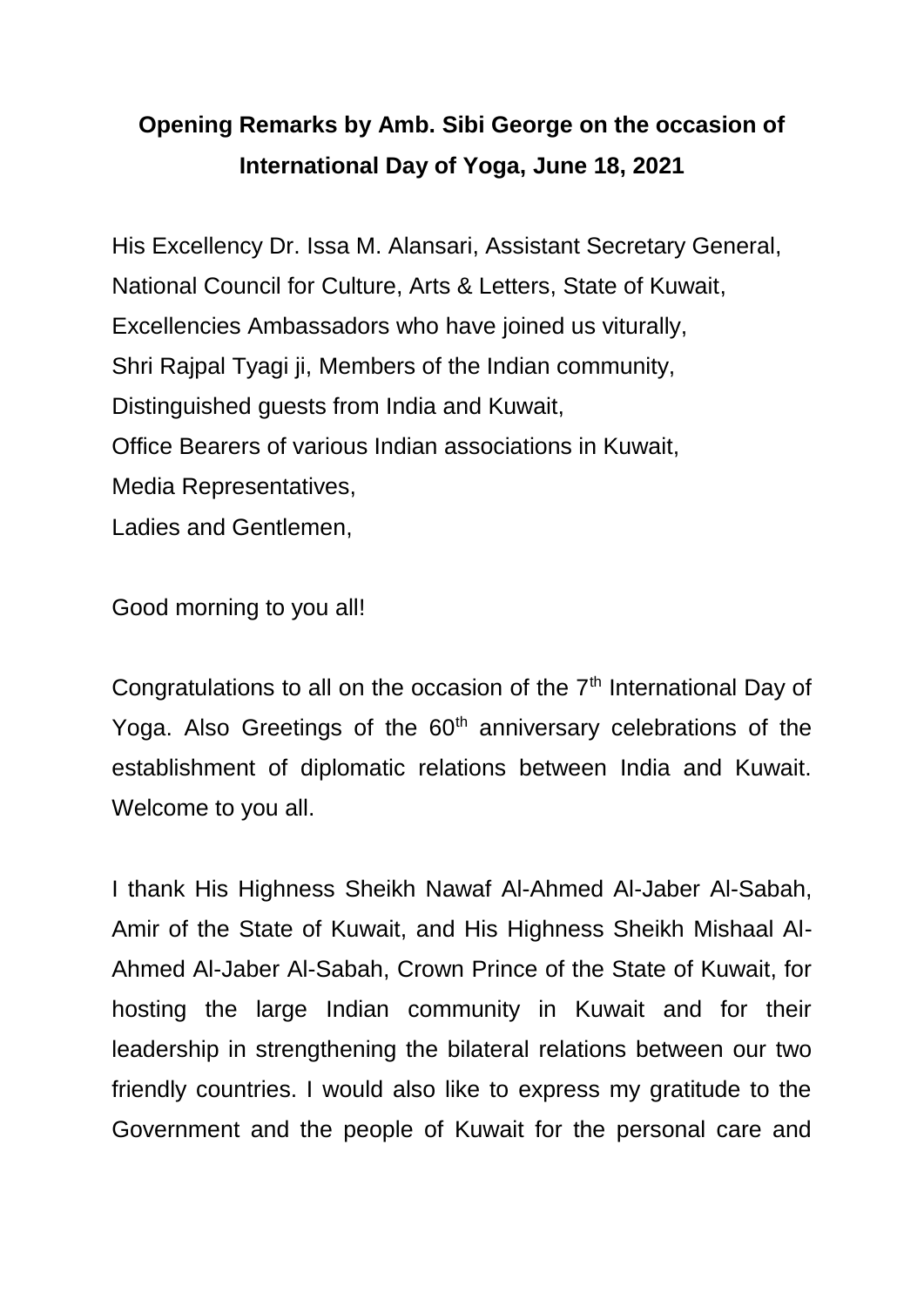# Opening Remarks by Amb. Sibi George on the occasion of International Day of Yoga, June 18, 2021

His Excellency Dr. Issa M. Alansari, Assistant Secretary General, National Council for Culture, Arts & Letters, State of Kuwait,
Excellencies Ambassadors who have joined us viturally,
Shri Rajpal Tyagi ji, Members of the Indian community,
Distinguished guests from India and Kuwait,
Office Bearers of various Indian associations in Kuwait,
Media Representatives,
Ladies and Gentlemen,

Good morning to you all!

Congratulations to all on the occasion of the 7th International Day of Yoga. Also Greetings of the 60th anniversary celebrations of the establishment of diplomatic relations between India and Kuwait. Welcome to you all.

I thank His Highness Sheikh Nawaf Al-Ahmed Al-Jaber Al-Sabah, Amir of the State of Kuwait, and His Highness Sheikh Mishaal Al-Ahmed Al-Jaber Al-Sabah, Crown Prince of the State of Kuwait, for hosting the large Indian community in Kuwait and for their leadership in strengthening the bilateral relations between our two friendly countries. I would also like to express my gratitude to the Government and the people of Kuwait for the personal care and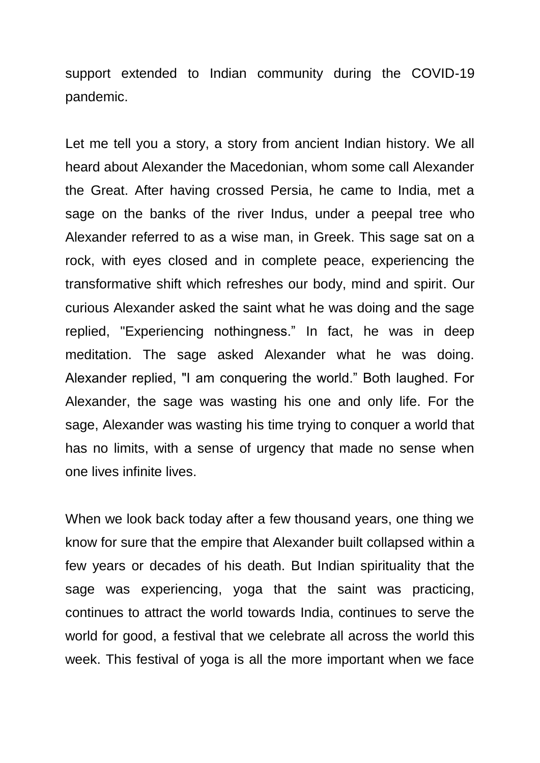support extended to Indian community during the COVID-19 pandemic.

Let me tell you a story, a story from ancient Indian history. We all heard about Alexander the Macedonian, whom some call Alexander the Great. After having crossed Persia, he came to India, met a sage on the banks of the river Indus, under a peepal tree who Alexander referred to as a wise man, in Greek. This sage sat on a rock, with eyes closed and in complete peace, experiencing the transformative shift which refreshes our body, mind and spirit. Our curious Alexander asked the saint what he was doing and the sage replied, "Experiencing nothingness." In fact, he was in deep meditation. The sage asked Alexander what he was doing. Alexander replied, "I am conquering the world." Both laughed. For Alexander, the sage was wasting his one and only life. For the sage, Alexander was wasting his time trying to conquer a world that has no limits, with a sense of urgency that made no sense when one lives infinite lives.

When we look back today after a few thousand years, one thing we know for sure that the empire that Alexander built collapsed within a few years or decades of his death. But Indian spirituality that the sage was experiencing, yoga that the saint was practicing, continues to attract the world towards India, continues to serve the world for good, a festival that we celebrate all across the world this week. This festival of yoga is all the more important when we face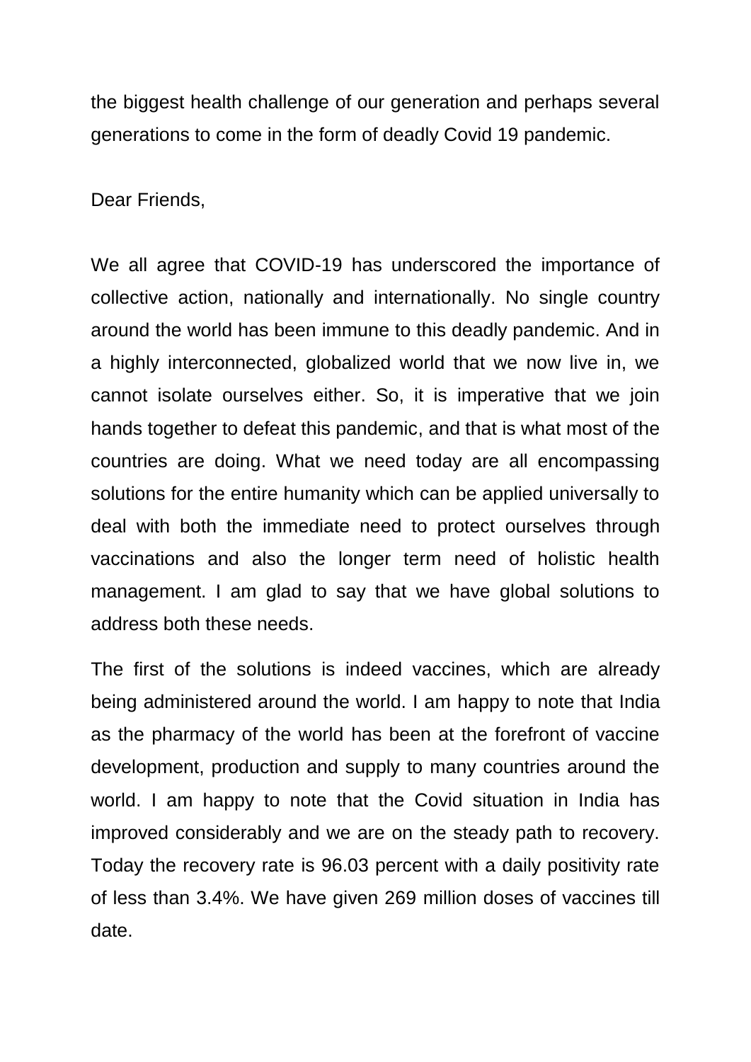the biggest health challenge of our generation and perhaps several generations to come in the form of deadly Covid 19 pandemic.

Dear Friends,

We all agree that COVID-19 has underscored the importance of collective action, nationally and internationally. No single country around the world has been immune to this deadly pandemic. And in a highly interconnected, globalized world that we now live in, we cannot isolate ourselves either. So, it is imperative that we join hands together to defeat this pandemic, and that is what most of the countries are doing. What we need today are all encompassing solutions for the entire humanity which can be applied universally to deal with both the immediate need to protect ourselves through vaccinations and also the longer term need of holistic health management. I am glad to say that we have global solutions to address both these needs.

The first of the solutions is indeed vaccines, which are already being administered around the world. I am happy to note that India as the pharmacy of the world has been at the forefront of vaccine development, production and supply to many countries around the world. I am happy to note that the Covid situation in India has improved considerably and we are on the steady path to recovery. Today the recovery rate is 96.03 percent with a daily positivity rate of less than 3.4%. We have given 269 million doses of vaccines till date.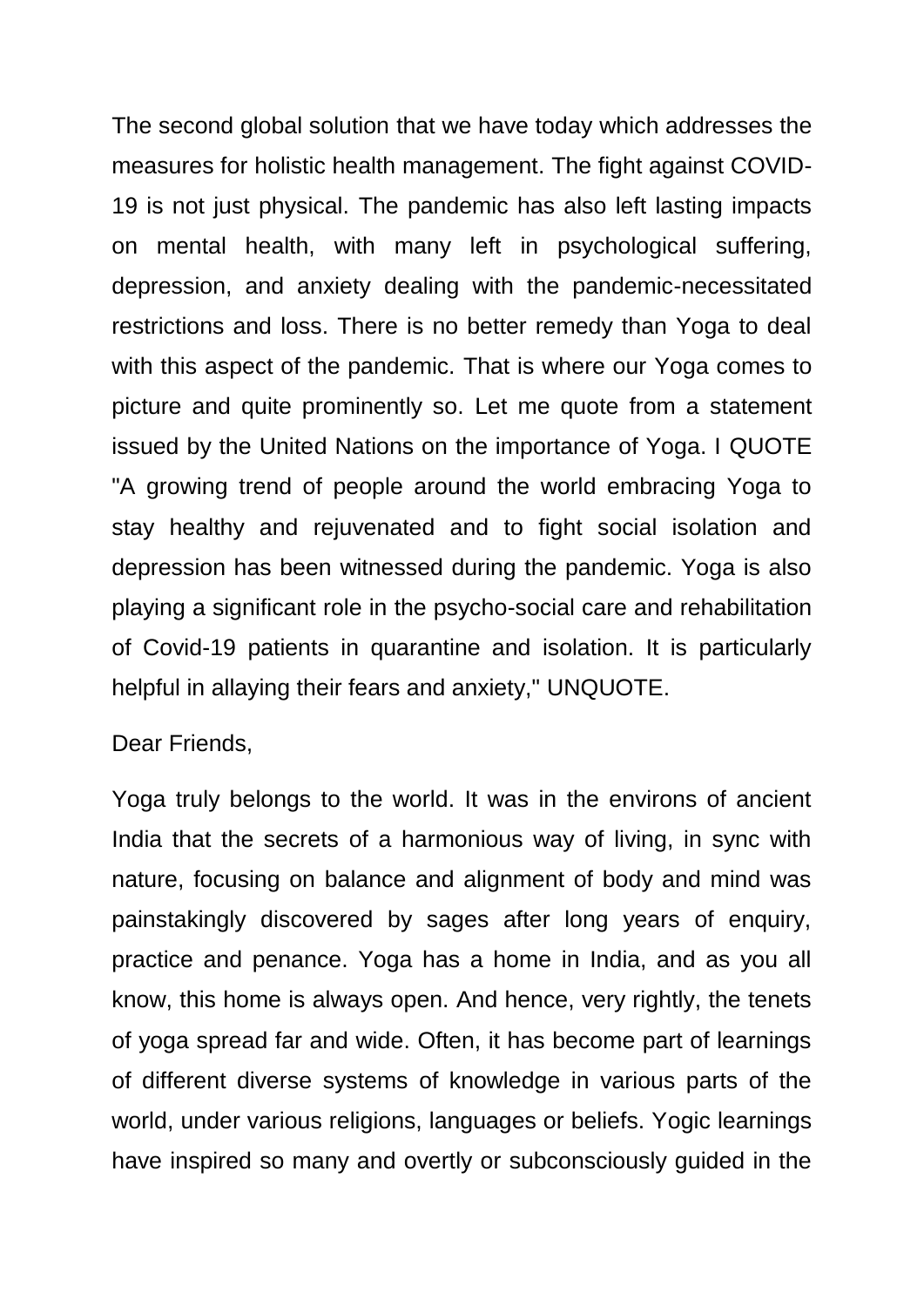The second global solution that we have today which addresses the measures for holistic health management. The fight against COVID-19 is not just physical. The pandemic has also left lasting impacts on mental health, with many left in psychological suffering, depression, and anxiety dealing with the pandemic-necessitated restrictions and loss. There is no better remedy than Yoga to deal with this aspect of the pandemic. That is where our Yoga comes to picture and quite prominently so. Let me quote from a statement issued by the United Nations on the importance of Yoga. I QUOTE "A growing trend of people around the world embracing Yoga to stay healthy and rejuvenated and to fight social isolation and depression has been witnessed during the pandemic. Yoga is also playing a significant role in the psycho-social care and rehabilitation of Covid-19 patients in quarantine and isolation. It is particularly helpful in allaying their fears and anxiety," UNQUOTE.

Dear Friends,

Yoga truly belongs to the world. It was in the environs of ancient India that the secrets of a harmonious way of living, in sync with nature, focusing on balance and alignment of body and mind was painstakingly discovered by sages after long years of enquiry, practice and penance. Yoga has a home in India, and as you all know, this home is always open. And hence, very rightly, the tenets of yoga spread far and wide. Often, it has become part of learnings of different diverse systems of knowledge in various parts of the world, under various religions, languages or beliefs. Yogic learnings have inspired so many and overtly or subconsciously guided in the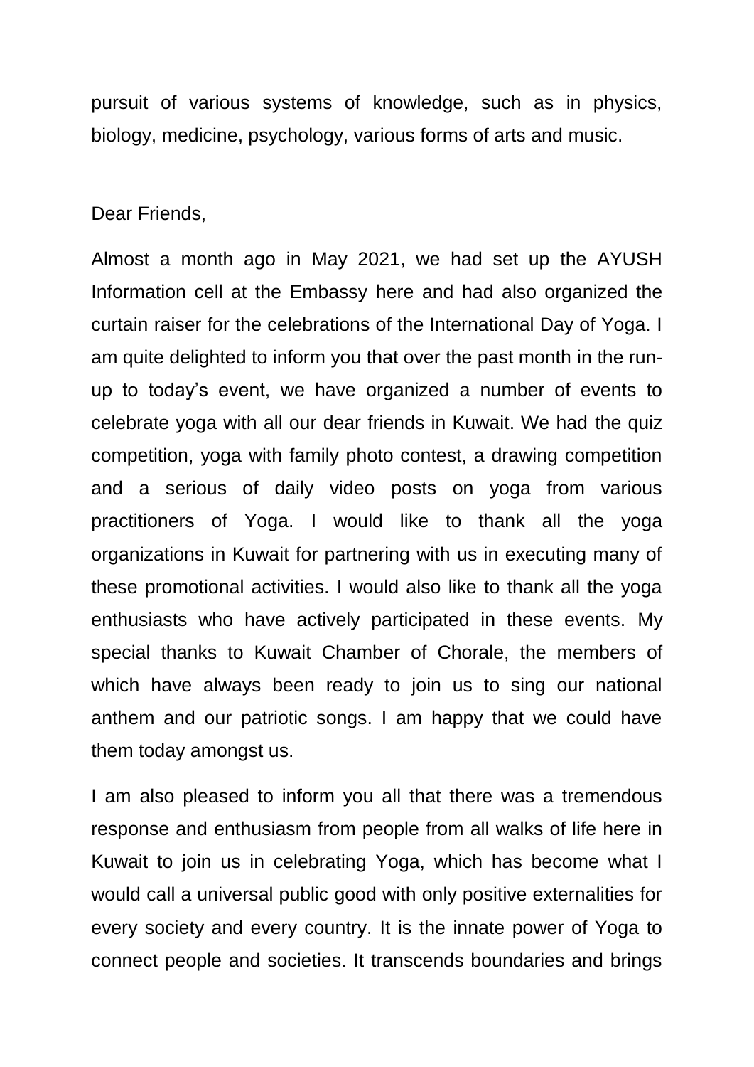pursuit of various systems of knowledge, such as in physics, biology, medicine, psychology, various forms of arts and music.

Dear Friends,

Almost a month ago in May 2021, we had set up the AYUSH Information cell at the Embassy here and had also organized the curtain raiser for the celebrations of the International Day of Yoga. I am quite delighted to inform you that over the past month in the run-up to today's event, we have organized a number of events to celebrate yoga with all our dear friends in Kuwait. We had the quiz competition, yoga with family photo contest, a drawing competition and a serious of daily video posts on yoga from various practitioners of Yoga. I would like to thank all the yoga organizations in Kuwait for partnering with us in executing many of these promotional activities. I would also like to thank all the yoga enthusiasts who have actively participated in these events. My special thanks to Kuwait Chamber of Chorale, the members of which have always been ready to join us to sing our national anthem and our patriotic songs. I am happy that we could have them today amongst us.

I am also pleased to inform you all that there was a tremendous response and enthusiasm from people from all walks of life here in Kuwait to join us in celebrating Yoga, which has become what I would call a universal public good with only positive externalities for every society and every country. It is the innate power of Yoga to connect people and societies. It transcends boundaries and brings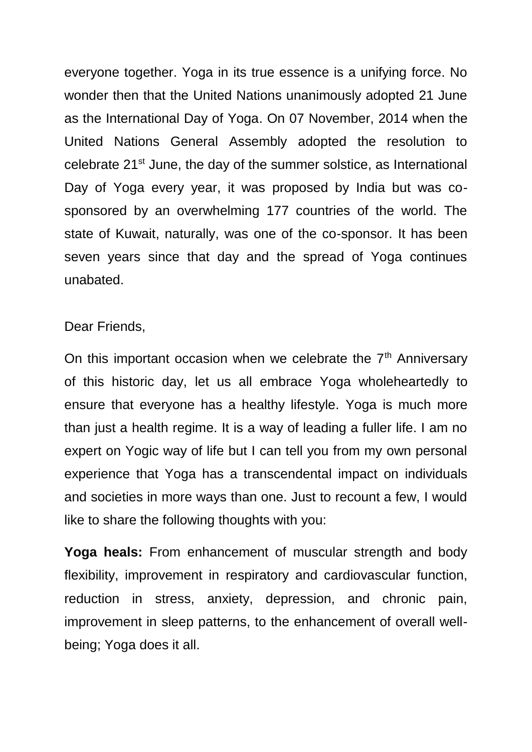everyone together. Yoga in its true essence is a unifying force. No wonder then that the United Nations unanimously adopted 21 June as the International Day of Yoga. On 07 November, 2014 when the United Nations General Assembly adopted the resolution to celebrate 21st June, the day of the summer solstice, as International Day of Yoga every year, it was proposed by India but was co-sponsored by an overwhelming 177 countries of the world. The state of Kuwait, naturally, was one of the co-sponsor. It has been seven years since that day and the spread of Yoga continues unabated.

Dear Friends,

On this important occasion when we celebrate the 7th Anniversary of this historic day, let us all embrace Yoga wholeheartedly to ensure that everyone has a healthy lifestyle. Yoga is much more than just a health regime. It is a way of leading a fuller life. I am no expert on Yogic way of life but I can tell you from my own personal experience that Yoga has a transcendental impact on individuals and societies in more ways than one. Just to recount a few, I would like to share the following thoughts with you:

**Yoga heals:** From enhancement of muscular strength and body flexibility, improvement in respiratory and cardiovascular function, reduction in stress, anxiety, depression, and chronic pain, improvement in sleep patterns, to the enhancement of overall well-being; Yoga does it all.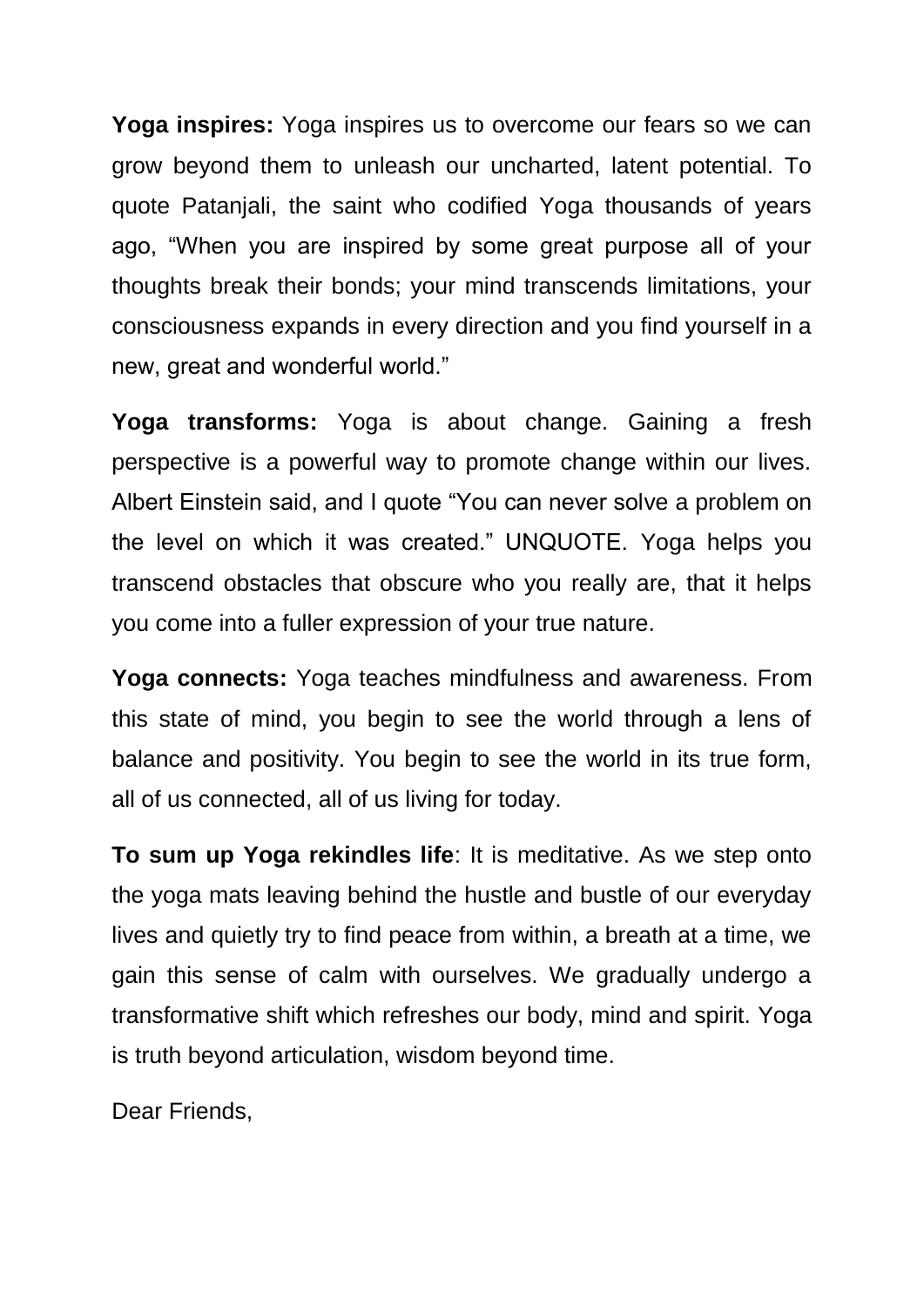**Yoga inspires:** Yoga inspires us to overcome our fears so we can grow beyond them to unleash our uncharted, latent potential. To quote Patanjali, the saint who codified Yoga thousands of years ago, "When you are inspired by some great purpose all of your thoughts break their bonds; your mind transcends limitations, your consciousness expands in every direction and you find yourself in a new, great and wonderful world."

**Yoga transforms:** Yoga is about change. Gaining a fresh perspective is a powerful way to promote change within our lives. Albert Einstein said, and I quote "You can never solve a problem on the level on which it was created." UNQUOTE. Yoga helps you transcend obstacles that obscure who you really are, that it helps you come into a fuller expression of your true nature.

**Yoga connects:** Yoga teaches mindfulness and awareness. From this state of mind, you begin to see the world through a lens of balance and positivity. You begin to see the world in its true form, all of us connected, all of us living for today.

**To sum up Yoga rekindles life**: It is meditative. As we step onto the yoga mats leaving behind the hustle and bustle of our everyday lives and quietly try to find peace from within, a breath at a time, we gain this sense of calm with ourselves. We gradually undergo a transformative shift which refreshes our body, mind and spirit. Yoga is truth beyond articulation, wisdom beyond time.

Dear Friends,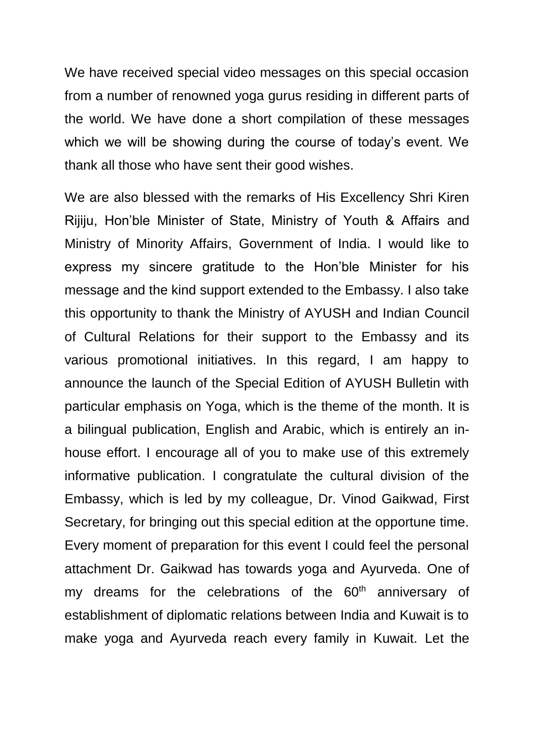We have received special video messages on this special occasion from a number of renowned yoga gurus residing in different parts of the world. We have done a short compilation of these messages which we will be showing during the course of today's event. We thank all those who have sent their good wishes.

We are also blessed with the remarks of His Excellency Shri Kiren Rijiju, Hon'ble Minister of State, Ministry of Youth & Affairs and Ministry of Minority Affairs, Government of India. I would like to express my sincere gratitude to the Hon'ble Minister for his message and the kind support extended to the Embassy. I also take this opportunity to thank the Ministry of AYUSH and Indian Council of Cultural Relations for their support to the Embassy and its various promotional initiatives. In this regard, I am happy to announce the launch of the Special Edition of AYUSH Bulletin with particular emphasis on Yoga, which is the theme of the month. It is a bilingual publication, English and Arabic, which is entirely an in-house effort. I encourage all of you to make use of this extremely informative publication. I congratulate the cultural division of the Embassy, which is led by my colleague, Dr. Vinod Gaikwad, First Secretary, for bringing out this special edition at the opportune time. Every moment of preparation for this event I could feel the personal attachment Dr. Gaikwad has towards yoga and Ayurveda. One of my dreams for the celebrations of the 60th anniversary of establishment of diplomatic relations between India and Kuwait is to make yoga and Ayurveda reach every family in Kuwait. Let the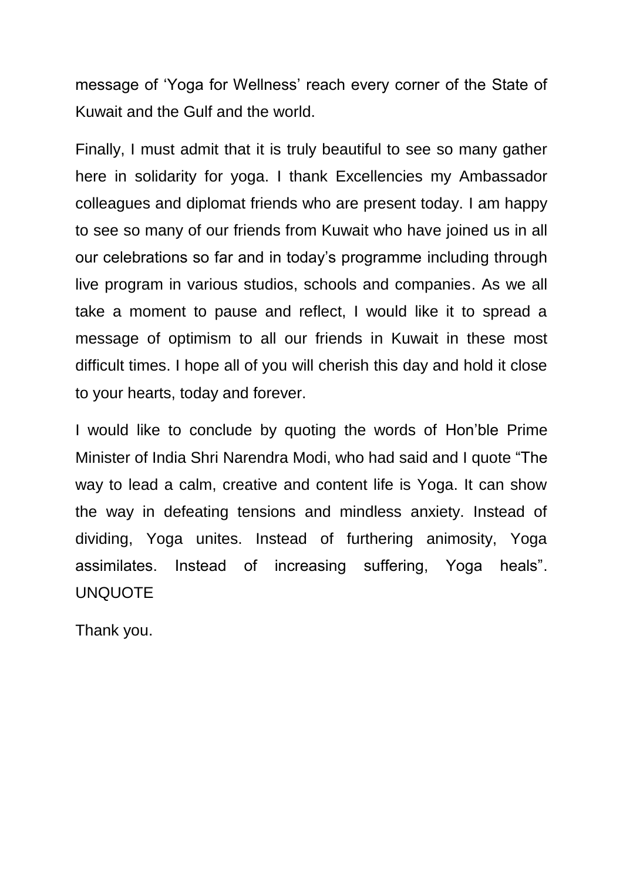message of 'Yoga for Wellness' reach every corner of the State of Kuwait and the Gulf and the world.

Finally, I must admit that it is truly beautiful to see so many gather here in solidarity for yoga. I thank Excellencies my Ambassador colleagues and diplomat friends who are present today. I am happy to see so many of our friends from Kuwait who have joined us in all our celebrations so far and in today's programme including through live program in various studios, schools and companies. As we all take a moment to pause and reflect, I would like it to spread a message of optimism to all our friends in Kuwait in these most difficult times. I hope all of you will cherish this day and hold it close to your hearts, today and forever.

I would like to conclude by quoting the words of Hon'ble Prime Minister of India Shri Narendra Modi, who had said and I quote "The way to lead a calm, creative and content life is Yoga. It can show the way in defeating tensions and mindless anxiety. Instead of dividing, Yoga unites. Instead of furthering animosity, Yoga assimilates. Instead of increasing suffering, Yoga heals". UNQUOTE

Thank you.